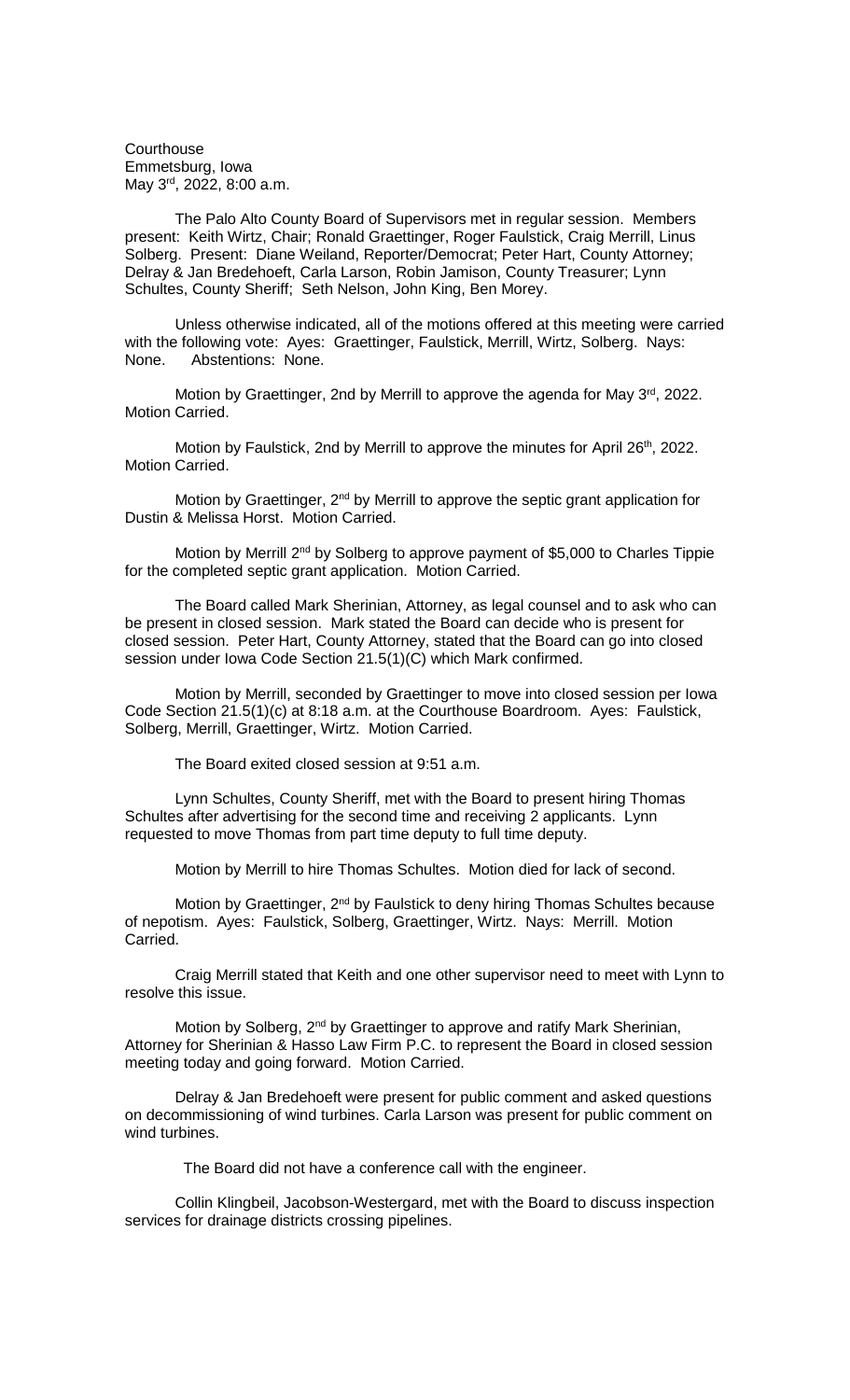Courthouse
Emmetsburg, Iowa
May 3rd, 2022, 8:00 a.m.

The Palo Alto County Board of Supervisors met in regular session. Members present: Keith Wirtz, Chair; Ronald Graettinger, Roger Faulstick, Craig Merrill, Linus Solberg. Present: Diane Weiland, Reporter/Democrat; Peter Hart, County Attorney; Delray & Jan Bredehoeft, Carla Larson, Robin Jamison, County Treasurer; Lynn Schultes, County Sheriff; Seth Nelson, John King, Ben Morey.

Unless otherwise indicated, all of the motions offered at this meeting were carried with the following vote: Ayes: Graettinger, Faulstick, Merrill, Wirtz, Solberg. Nays: None. Abstentions: None.

Motion by Graettinger, 2nd by Merrill to approve the agenda for May 3rd, 2022. Motion Carried.

Motion by Faulstick, 2nd by Merrill to approve the minutes for April 26th, 2022. Motion Carried.

Motion by Graettinger, 2nd by Merrill to approve the septic grant application for Dustin & Melissa Horst. Motion Carried.

Motion by Merrill 2nd by Solberg to approve payment of $5,000 to Charles Tippie for the completed septic grant application. Motion Carried.

The Board called Mark Sherinian, Attorney, as legal counsel and to ask who can be present in closed session. Mark stated the Board can decide who is present for closed session. Peter Hart, County Attorney, stated that the Board can go into closed session under Iowa Code Section 21.5(1)(C) which Mark confirmed.

Motion by Merrill, seconded by Graettinger to move into closed session per Iowa Code Section 21.5(1)(c) at 8:18 a.m. at the Courthouse Boardroom. Ayes: Faulstick, Solberg, Merrill, Graettinger, Wirtz. Motion Carried.

The Board exited closed session at 9:51 a.m.

Lynn Schultes, County Sheriff, met with the Board to present hiring Thomas Schultes after advertising for the second time and receiving 2 applicants. Lynn requested to move Thomas from part time deputy to full time deputy.

Motion by Merrill to hire Thomas Schultes. Motion died for lack of second.

Motion by Graettinger, 2nd by Faulstick to deny hiring Thomas Schultes because of nepotism. Ayes: Faulstick, Solberg, Graettinger, Wirtz. Nays: Merrill. Motion Carried.

Craig Merrill stated that Keith and one other supervisor need to meet with Lynn to resolve this issue.

Motion by Solberg, 2nd by Graettinger to approve and ratify Mark Sherinian, Attorney for Sherinian & Hasso Law Firm P.C. to represent the Board in closed session meeting today and going forward. Motion Carried.

Delray & Jan Bredehoeft were present for public comment and asked questions on decommissioning of wind turbines. Carla Larson was present for public comment on wind turbines.

The Board did not have a conference call with the engineer.

Collin Klingbeil, Jacobson-Westergard, met with the Board to discuss inspection services for drainage districts crossing pipelines.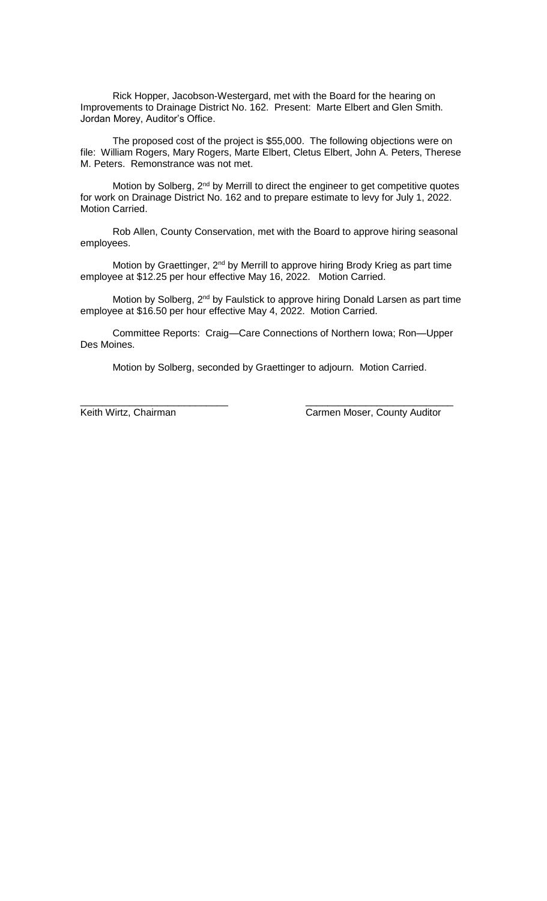Rick Hopper, Jacobson-Westergard, met with the Board for the hearing on Improvements to Drainage District No. 162. Present: Marte Elbert and Glen Smith. Jordan Morey, Auditor's Office.

The proposed cost of the project is $55,000. The following objections were on file: William Rogers, Mary Rogers, Marte Elbert, Cletus Elbert, John A. Peters, Therese M. Peters. Remonstrance was not met.

Motion by Solberg, 2nd by Merrill to direct the engineer to get competitive quotes for work on Drainage District No. 162 and to prepare estimate to levy for July 1, 2022. Motion Carried.

Rob Allen, County Conservation, met with the Board to approve hiring seasonal employees.

Motion by Graettinger, 2nd by Merrill to approve hiring Brody Krieg as part time employee at $12.25 per hour effective May 16, 2022. Motion Carried.

Motion by Solberg, 2nd by Faulstick to approve hiring Donald Larsen as part time employee at $16.50 per hour effective May 4, 2022. Motion Carried.

Committee Reports: Craig—Care Connections of Northern Iowa; Ron—Upper Des Moines.

Motion by Solberg, seconded by Graettinger to adjourn. Motion Carried.

| | |
|---|---|
| ___________________________ | ___________________________ |
| Keith Wirtz, Chairman | Carmen Moser, County Auditor |